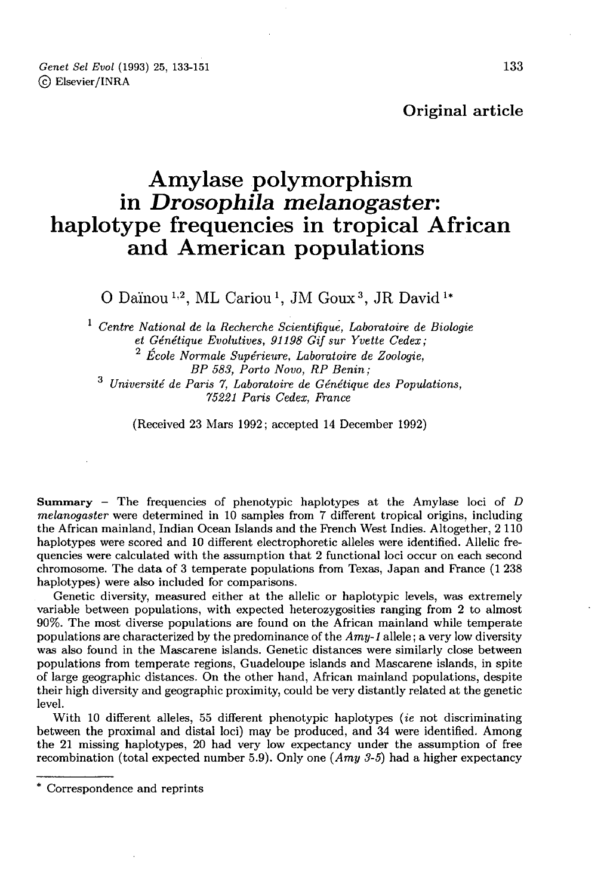Original article

# Amylase polymorphism in *Drosophila melanogaster*: haplotype frequencies in tropical African and American populations

O Daïnou [1,2], ML Cariou [1], JM Goux [3], JR David [1*]

[1] *Centre National de la Recherche Scientifique, Laboratoire de Biologie et Génétique Evolutives, 91198 Gif sur Yvette Cedex;*
[2] *École Normale Supérieure, Laboratoire de Zoologie, BP 583, Porto Novo, RP Benin;*
[3] *Université de Paris 7, Laboratoire de Génétique des Populations, 75221 Paris Cedex, France*

(Received 23 Mars 1992; accepted 14 December 1992)

**Summary** – The frequencies of phenotypic haplotypes at the Amylase loci of *D melanogaster* were determined in 10 samples from 7 different tropical origins, including the African mainland, Indian Ocean Islands and the French West Indies. Altogether, 2 110 haplotypes were scored and 10 different electrophoretic alleles were identified. Allelic frequencies were calculated with the assumption that 2 functional loci occur on each second chromosome. The data of 3 temperate populations from Texas, Japan and France (1 238 haplotypes) were also included for comparisons.

Genetic diversity, measured either at the allelic or haplotypic levels, was extremely variable between populations, with expected heterozygosities ranging from 2 to almost 90%. The most diverse populations are found on the African mainland while temperate populations are characterized by the predominance of the *Amy-1* allele; a very low diversity was also found in the Mascarene islands. Genetic distances were similarly close between populations from temperate regions, Guadeloupe islands and Mascarene islands, in spite of large geographic distances. On the other hand, African mainland populations, despite their high diversity and geographic proximity, could be very distantly related at the genetic level.

With 10 different alleles, 55 different phenotypic haplotypes (*ie* not discriminating between the proximal and distal loci) may be produced, and 34 were identified. Among the 21 missing haplotypes, 20 had very low expectancy under the assumption of free recombination (total expected number 5.9). Only one (*Amy 3-5*) had a higher expectancy

\* Correspondence and reprints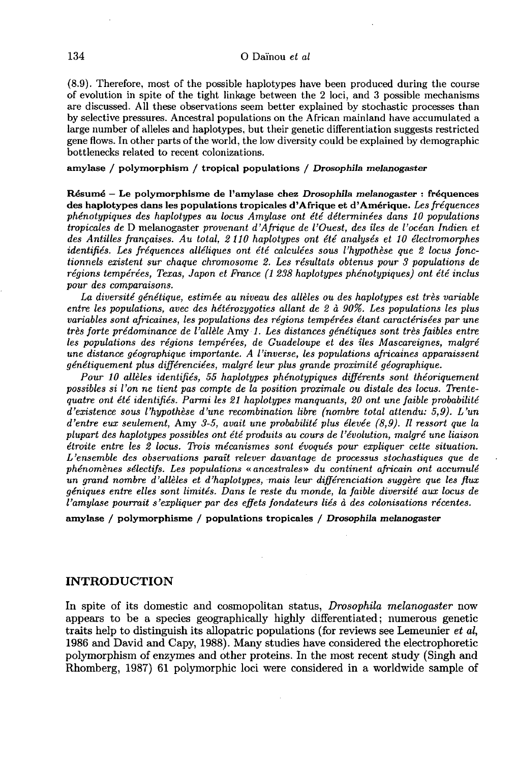(8.9). Therefore, most of the possible haplotypes have been produced during the course of evolution in spite of the tight linkage between the 2 loci, and 3 possible mechanisms are discussed. All these observations seem better explained by stochastic processes than by selective pressures. Ancestral populations on the African mainland have accumulated a large number of alleles and haplotypes, but their genetic differentiation suggests restricted gene flows. In other parts of the world, the low diversity could be explained by demographic bottlenecks related to recent colonizations.

**amylase / polymorphism / tropical populations / *Drosophila melanogaster***

**Résumé – Le polymorphisme de l'amylase chez *Drosophila melanogaster* : fréquences des haplotypes dans les populations tropicales d'Afrique et d'Amérique.** *Les fréquences phénotypiques des haplotypes au locus Amylase ont été déterminées dans 10 populations tropicales de* D melanogaster *provenant d'Afrique de l'Ouest, des îles de l'océan Indien et des Antilles françaises. Au total, 2 110 haplotypes ont été analysés et 10 électromorphes identifiés. Les fréquences alléliques ont été calculées sous l'hypothèse que 2 locus fonctionnels existent sur chaque chromosome 2. Les résultats obtenus pour 3 populations de régions tempérées, Texas, Japon et France (1 238 haplotypes phénotypiques) ont été inclus pour des comparaisons.*

*La diversité génétique, estimée au niveau des allèles ou des haplotypes est très variable entre les populations, avec des hétérozygoties allant de 2 à 90%. Les populations les plus variables sont africaines, les populations des régions tempérées étant caractérisées par une très forte prédominance de l'allèle* Amy *1. Les distances génétiques sont très faibles entre les populations des régions tempérées, de Guadeloupe et des îles Mascareignes, malgré une distance géographique importante. A l'inverse, les populations africaines apparaissent génétiquement plus différenciées, malgré leur plus grande proximité géographique.*

*Pour 10 allèles identifiés, 55 haplotypes phénotypiques différents sont théoriquement possibles si l'on ne tient pas compte de la position proximale ou distale des locus. Trente-quatre ont été identifiés. Parmi les 21 haplotypes manquants, 20 ont une faible probabilité d'existence sous l'hypothèse d'une recombinaison libre (nombre total attendu: 5,9). L'un d'entre eux seulement,* Amy *3-5, avait une probabilité plus élevée (8,9). Il ressort que la plupart des haplotypes possibles ont été produits au cours de l'évolution, malgré une liaison étroite entre les 2 locus. Trois mécanismes sont évoqués pour expliquer cette situation. L'ensemble des observations paraît relever davantage de processus stochastiques que de phénomènes sélectifs. Les populations «ancestrales» du continent africain ont accumulé un grand nombre d'allèles et d'haplotypes, mais leur différenciation suggère que les flux géniques entre elles sont limités. Dans le reste du monde, la faible diversité aux locus de l'amylase pourrait s'expliquer par des effets fondateurs liés à des colonisations récentes.*

**amylase / polymorphisme / populations tropicales / *Drosophila melanogaster***

## INTRODUCTION

In spite of its domestic and cosmopolitan status, *Drosophila melanogaster* now appears to be a species geographically highly differentiated; numerous genetic traits help to distinguish its allopatric populations (for reviews see Lemeunier *et al*, 1986 and David and Capy, 1988). Many studies have considered the electrophoretic polymorphism of enzymes and other proteins. In the most recent study (Singh and Rhomberg, 1987) 61 polymorphic loci were considered in a worldwide sample of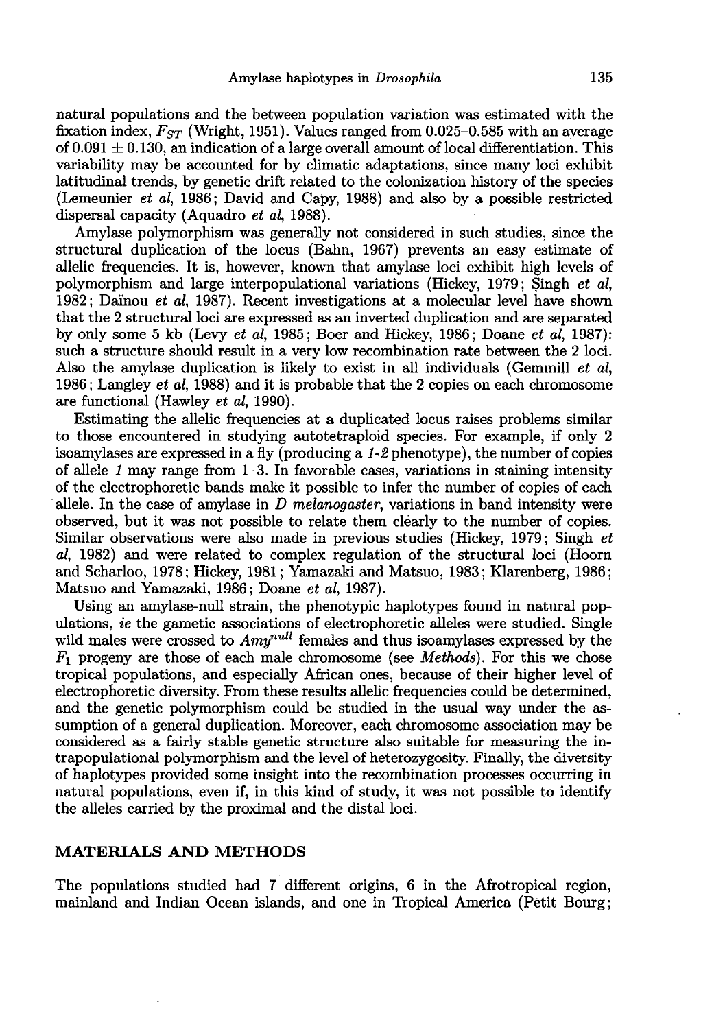natural populations and the between population variation was estimated with the fixation index, $F_{ST}$ (Wright, 1951). Values ranged from 0.025–0.585 with an average of $0.091 \pm 0.130$, an indication of a large overall amount of local differentiation. This variability may be accounted for by climatic adaptations, since many loci exhibit latitudinal trends, by genetic drift related to the colonization history of the species (Lemeunier *et al*, 1986; David and Capy, 1988) and also by a possible restricted dispersal capacity (Aquadro *et al*, 1988).

Amylase polymorphism was generally not considered in such studies, since the structural duplication of the locus (Bahn, 1967) prevents an easy estimate of allelic frequencies. It is, however, known that amylase loci exhibit high levels of polymorphism and large interpopulational variations (Hickey, 1979; Şingh *et al*, 1982; Daïnou *et al*, 1987). Recent investigations at a molecular level have shown that the 2 structural loci are expressed as an inverted duplication and are separated by only some 5 kb (Levy *et al*, 1985; Boer and Hickey, 1986; Doane *et al*, 1987): such a structure should result in a very low recombination rate between the 2 loci. Also the amylase duplication is likely to exist in all individuals (Gemmill *et al*, 1986; Langley *et al*, 1988) and it is probable that the 2 copies on each chromosome are functional (Hawley *et al*, 1990).

Estimating the allelic frequencies at a duplicated locus raises problems similar to those encountered in studying autotetraploid species. For example, if only 2 isoamylases are expressed in a fly (producing a *1-2* phenotype), the number of copies of allele *1* may range from 1–3. In favorable cases, variations in staining intensity of the electrophoretic bands make it possible to infer the number of copies of each allele. In the case of amylase in *D melanogaster*, variations in band intensity were observed, but it was not possible to relate them clearly to the number of copies. Similar observations were also made in previous studies (Hickey, 1979; Singh *et al*, 1982) and were related to complex regulation of the structural loci (Hoorn and Scharloo, 1978; Hickey, 1981; Yamazaki and Matsuo, 1983; Klarenberg, 1986; Matsuo and Yamazaki, 1986; Doane *et al*, 1987).

Using an amylase-null strain, the phenotypic haplotypes found in natural populations, *ie* the gametic associations of electrophoretic alleles were studied. Single wild males were crossed to $Amy^{null}$ females and thus isoamylases expressed by the $F_1$ progeny are those of each male chromosome (see *Methods*). For this we chose tropical populations, and especially African ones, because of their higher level of electrophoretic diversity. From these results allelic frequencies could be determined, and the genetic polymorphism could be studied in the usual way under the assumption of a general duplication. Moreover, each chromosome association may be considered as a fairly stable genetic structure also suitable for measuring the intrapopulational polymorphism and the level of heterozygosity. Finally, the diversity of haplotypes provided some insight into the recombination processes occurring in natural populations, even if, in this kind of study, it was not possible to identify the alleles carried by the proximal and the distal loci.

## MATERIALS AND METHODS

The populations studied had 7 different origins, 6 in the Afrotropical region, mainland and Indian Ocean islands, and one in Tropical America (Petit Bourg;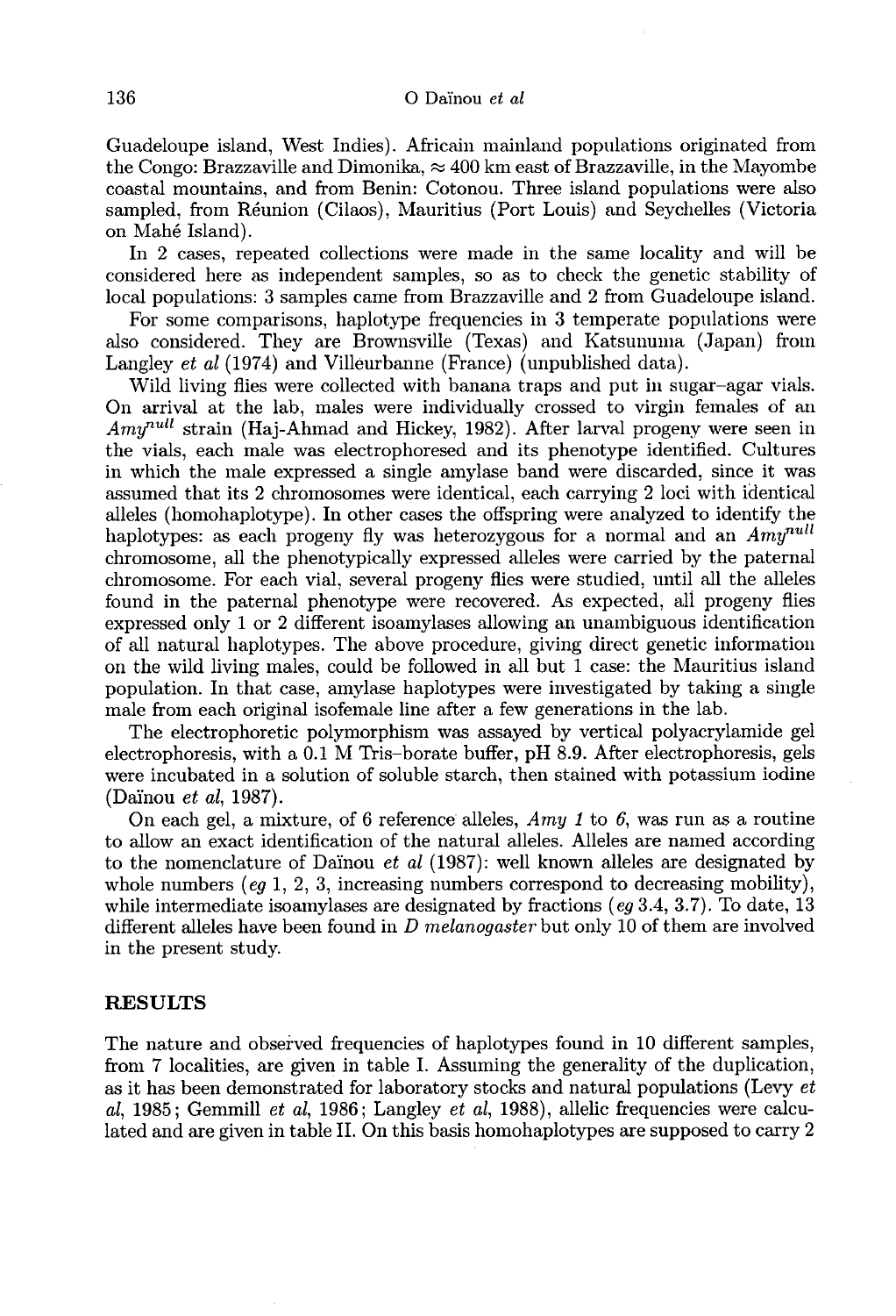Guadeloupe island, West Indies). Africain mainland populations originated from the Congo: Brazzaville and Dimonika, ≈ 400 km east of Brazzaville, in the Mayombe coastal mountains, and from Benin: Cotonou. Three island populations were also sampled, from Réunion (Cilaos), Mauritius (Port Louis) and Seychelles (Victoria on Mahé Island).

In 2 cases, repeated collections were made in the same locality and will be considered here as independent samples, so as to check the genetic stability of local populations: 3 samples came from Brazzaville and 2 from Guadeloupe island.

For some comparisons, haplotype frequencies in 3 temperate populations were also considered. They are Brownsville (Texas) and Katsunuma (Japan) from Langley *et al* (1974) and Villeurbanne (France) (unpublished data).

Wild living flies were collected with banana traps and put in sugar–agar vials. On arrival at the lab, males were individually crossed to virgin females of an $Amy^{null}$ strain (Haj-Ahmad and Hickey, 1982). After larval progeny were seen in the vials, each male was electrophoresed and its phenotype identified. Cultures in which the male expressed a single amylase band were discarded, since it was assumed that its 2 chromosomes were identical, each carrying 2 loci with identical alleles (homohaplotype). In other cases the offspring were analyzed to identify the haplotypes: as each progeny fly was heterozygous for a normal and an $Amy^{null}$ chromosome, all the phenotypically expressed alleles were carried by the paternal chromosome. For each vial, several progeny flies were studied, until all the alleles found in the paternal phenotype were recovered. As expected, all progeny flies expressed only 1 or 2 different isoamylases allowing an unambiguous identification of all natural haplotypes. The above procedure, giving direct genetic information on the wild living males, could be followed in all but 1 case: the Mauritius island population. In that case, amylase haplotypes were investigated by taking a single male from each original isofemale line after a few generations in the lab.

The electrophoretic polymorphism was assayed by vertical polyacrylamide gel electrophoresis, with a 0.1 M Tris–borate buffer, pH 8.9. After electrophoresis, gels were incubated in a solution of soluble starch, then stained with potassium iodine (Daïnou *et al*, 1987).

On each gel, a mixture, of 6 reference alleles, *Amy 1* to *6*, was run as a routine to allow an exact identification of the natural alleles. Alleles are named according to the nomenclature of Daïnou *et al* (1987): well known alleles are designated by whole numbers (*eg* 1, 2, 3, increasing numbers correspond to decreasing mobility), while intermediate isoamylases are designated by fractions (*eg* 3.4, 3.7). To date, 13 different alleles have been found in *D melanogaster* but only 10 of them are involved in the present study.

## RESULTS

The nature and observed frequencies of haplotypes found in 10 different samples, from 7 localities, are given in table I. Assuming the generality of the duplication, as it has been demonstrated for laboratory stocks and natural populations (Levy *et al*, 1985; Gemmill *et al*, 1986; Langley *et al*, 1988), allelic frequencies were calculated and are given in table II. On this basis homohaplotypes are supposed to carry 2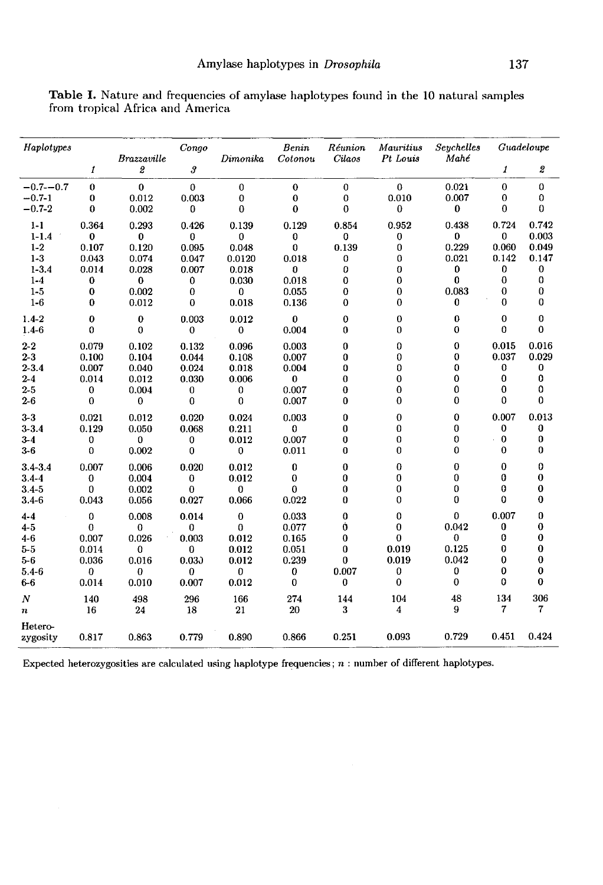**Table I.** Nature and frequencies of amylase haplotypes found in the 10 natural samples from tropical Africa and America

| Haplotypes | Brazzaville 1 | Brazzaville 2 | Congo 3 | Dimonika | Benin Cotonou | Réunion Cilaos | Mauritius Pt Louis | Seychelles Mahé | Guadeloupe 1 | Guadeloupe 2 |
|---|---|---|---|---|---|---|---|---|---|---|
| −0.7-−0.7 | 0 | 0 | 0 | 0 | 0 | 0 | 0 | 0.021 | 0 | 0 |
| −0.7-1 | 0 | 0.012 | 0.003 | 0 | 0 | 0 | 0.010 | 0.007 | 0 | 0 |
| −0.7-2 | 0 | 0.002 | 0 | 0 | 0 | 0 | 0 | 0 | 0 | 0 |
| 1-1 | 0.364 | 0.293 | 0.426 | 0.139 | 0.129 | 0.854 | 0.952 | 0.438 | 0.724 | 0.742 |
| 1-1.4 | 0 | 0 | 0 | 0 | 0 | 0 | 0 | 0 | 0 | 0.003 |
| 1-2 | 0.107 | 0.120 | 0.095 | 0.048 | 0 | 0.139 | 0 | 0.229 | 0.060 | 0.049 |
| 1-3 | 0.043 | 0.074 | 0.047 | 0.0120 | 0.018 | 0 | 0 | 0.021 | 0.142 | 0.147 |
| 1-3.4 | 0.014 | 0.028 | 0.007 | 0.018 | 0 | 0 | 0 | 0 | 0 | 0 |
| 1-4 | 0 | 0 | 0 | 0.030 | 0.018 | 0 | 0 | 0 | 0 | 0 |
| 1-5 | 0 | 0.002 | 0 | 0 | 0.055 | 0 | 0 | 0.083 | 0 | 0 |
| 1-6 | 0 | 0.012 | 0 | 0.018 | 0.136 | 0 | 0 | 0 | 0 | 0 |
| 1.4-2 | 0 | 0 | 0.003 | 0.012 | 0 | 0 | 0 | 0 | 0 | 0 |
| 1.4-6 | 0 | 0 | 0 | 0 | 0.004 | 0 | 0 | 0 | 0 | 0 |
| 2-2 | 0.079 | 0.102 | 0.132 | 0.096 | 0.003 | 0 | 0 | 0 | 0.015 | 0.016 |
| 2-3 | 0.100 | 0.104 | 0.044 | 0.108 | 0.007 | 0 | 0 | 0 | 0.037 | 0.029 |
| 2-3.4 | 0.007 | 0.040 | 0.024 | 0.018 | 0.004 | 0 | 0 | 0 | 0 | 0 |
| 2-4 | 0.014 | 0.012 | 0.030 | 0.006 | 0 | 0 | 0 | 0 | 0 | 0 |
| 2-5 | 0 | 0.004 | 0 | 0 | 0.007 | 0 | 0 | 0 | 0 | 0 |
| 2-6 | 0 | 0 | 0 | 0 | 0.007 | 0 | 0 | 0 | 0 | 0 |
| 3-3 | 0.021 | 0.012 | 0.020 | 0.024 | 0.003 | 0 | 0 | 0 | 0.007 | 0.013 |
| 3-3.4 | 0.129 | 0.050 | 0.068 | 0.211 | 0 | 0 | 0 | 0 | 0 | 0 |
| 3-4 | 0 | 0 | 0 | 0.012 | 0.007 | 0 | 0 | 0 | 0 | 0 |
| 3-6 | 0 | 0.002 | 0 | 0 | 0.011 | 0 | 0 | 0 | 0 | 0 |
| 3.4-3.4 | 0.007 | 0.006 | 0.020 | 0.012 | 0 | 0 | 0 | 0 | 0 | 0 |
| 3.4-4 | 0 | 0.004 | 0 | 0.012 | 0 | 0 | 0 | 0 | 0 | 0 |
| 3.4-5 | 0 | 0.002 | 0 | 0 | 0 | 0 | 0 | 0 | 0 | 0 |
| 3.4-6 | 0.043 | 0.056 | 0.027 | 0.066 | 0.022 | 0 | 0 | 0 | 0 | 0 |
| 4-4 | 0 | 0.008 | 0.014 | 0 | 0.033 | 0 | 0 | 0 | 0.007 | 0 |
| 4-5 | 0 | 0 | 0 | 0 | 0.077 | 0 | 0 | 0.042 | 0 | 0 |
| 4-6 | 0.007 | 0.026 | 0.003 | 0.012 | 0.165 | 0 | 0 | 0 | 0 | 0 |
| 5-5 | 0.014 | 0 | 0 | 0.012 | 0.051 | 0 | 0.019 | 0.125 | 0 | 0 |
| 5-6 | 0.036 | 0.016 | 0.030 | 0.012 | 0.239 | 0 | 0.019 | 0.042 | 0 | 0 |
| 5.4-6 | 0 | 0 | 0 | 0 | 0 | 0.007 | 0 | 0 | 0 | 0 |
| 6-6 | 0.014 | 0.010 | 0.007 | 0.012 | 0 | 0 | 0 | 0 | 0 | 0 |
| *N* | 140 | 498 | 296 | 166 | 274 | 144 | 104 | 48 | 134 | 306 |
| *n* | 16 | 24 | 18 | 21 | 20 | 3 | 4 | 9 | 7 | 7 |
| Heterozygosity | 0.817 | 0.863 | 0.779 | 0.890 | 0.866 | 0.251 | 0.093 | 0.729 | 0.451 | 0.424 |

Expected heterozygosities are calculated using haplotype frequencies; *n* : number of different haplotypes.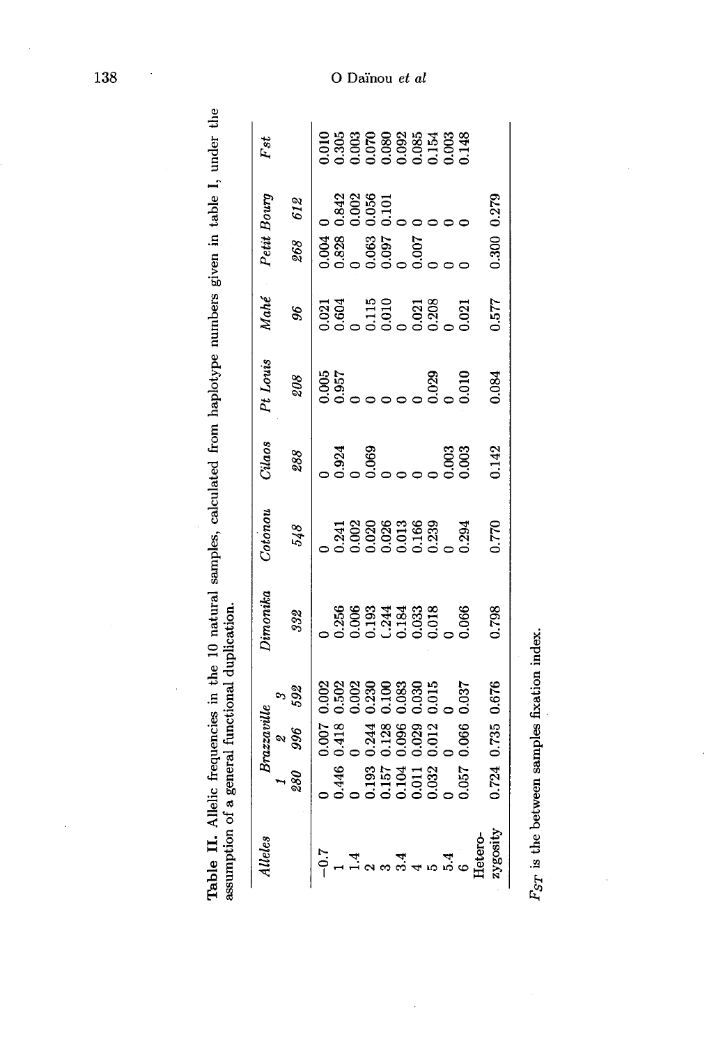**Table II.** Allelic frequencies in the 10 natural samples, calculated from haplotype numbers given in table I, under the assumption of a general functional duplication.

| *Alleles* | *Brazzaville* 1 | *Brazzaville* 2 | *Brazzaville* 3 | *Dimonika* | *Cotonou* | *Cilaos* | *Pt Louis* | *Mahé* | *Petit Bourg* | | *Fst* |
|---|---|---|---|---|---|---|---|---|---|---|---|
| | *280* | *996* | *592* | *332* | *548* | *288* | *208* | *96* | *268* | *612* | |
| −0.7 | 0 | 0.007 | 0.002 | 0 | 0 | 0 | 0.005 | 0.021 | 0.004 | 0 | 0.010 |
| 1 | 0.446 | 0.418 | 0.502 | 0.256 | 0.241 | 0.924 | 0.957 | 0.604 | 0.828 | 0.842 | 0.305 |
| 1.4 | 0 | 0 | 0.002 | 0.006 | 0.002 | 0 | 0 | 0 | 0 | 0.002 | 0.003 |
| 2 | 0.193 | 0.244 | 0.230 | 0.193 | 0.020 | 0.069 | 0 | 0.115 | 0.063 | 0.056 | 0.070 |
| 3 | 0.157 | 0.128 | 0.100 | (.244 | 0.026 | 0 | 0 | 0.010 | 0.097 | 0.101 | 0.080 |
| 3.4 | 0.104 | 0.096 | 0.083 | 0.184 | 0.013 | 0 | 0 | 0 | 0 | 0 | 0.092 |
| 4 | 0.011 | 0.029 | 0.030 | 0.033 | 0.166 | 0 | 0 | 0.021 | 0.007 | 0 | 0.085 |
| 5 | 0.032 | 0.012 | 0.015 | 0.018 | 0.239 | 0 | 0.029 | 0.208 | 0 | 0 | 0.154 |
| 5.4 | 0 | 0 | 0 | 0 | 0 | 0.003 | 0 | 0 | 0 | 0 | 0.003 |
| 6 | 0.057 | 0.066 | 0.037 | 0.066 | 0.294 | 0.003 | 0.010 | 0.021 | 0 | 0 | 0.148 |
| Hetero-zygosity | 0.724 | 0.735 | 0.676 | 0.798 | 0.770 | 0.142 | 0.084 | 0.577 | 0.300 | 0.279 | |

$F_{ST}$ is the between samples fixation index.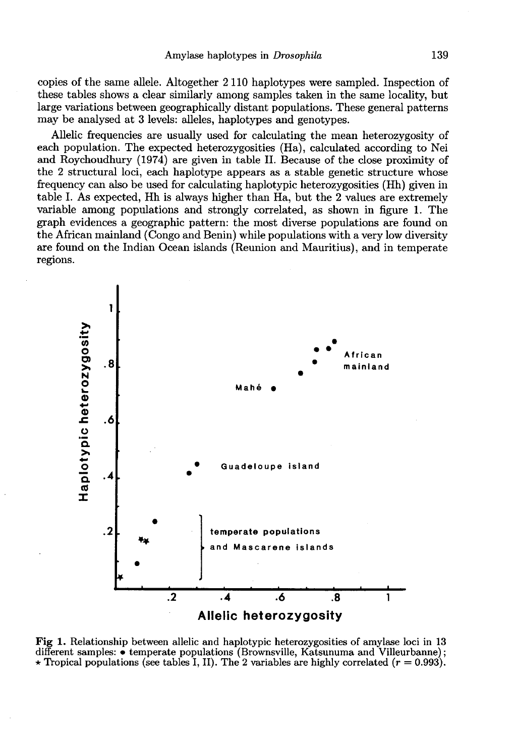copies of the same allele. Altogether 2 110 haplotypes were sampled. Inspection of these tables shows a clear similarly among samples taken in the same locality, but large variations between geographically distant populations. These general patterns may be analysed at 3 levels: alleles, haplotypes and genotypes.

Allelic frequencies are usually used for calculating the mean heterozygosity of each population. The expected heterozygosities (Ha), calculated according to Nei and Roychoudhury (1974) are given in table II. Because of the close proximity of the 2 structural loci, each haplotype appears as a stable genetic structure whose frequency can also be used for calculating haplotypic heterozygosities (Hh) given in table I. As expected, Hh is always higher than Ha, but the 2 values are extremely variable among populations and strongly correlated, as shown in figure 1. The graph evidences a geographic pattern: the most diverse populations are found on the African mainland (Congo and Benin) while populations with a very low diversity are found on the Indian Ocean islands (Reunion and Mauritius), and in temperate regions.

Haplotypic heterozygosity

1
.8
.6
.4
.2

African mainland

Mahé

Guadeloupe island

temperate populations
and Mascarene islands

.2
.4
.6
.8
1

Allelic heterozygosity

**Fig 1.** Relationship between allelic and haplotypic heterozygosities of amylase loci in 13 different samples: • temperate populations (Brownsville, Katsunuma and Villeurbanne); ⋆ Tropical populations (see tables I, II). The 2 variables are highly correlated ($r = 0.993$).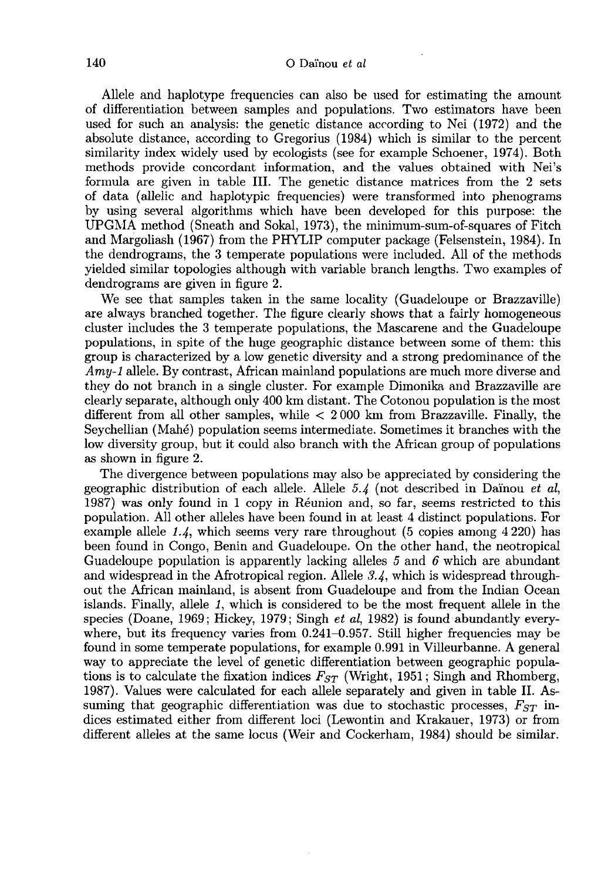Allele and haplotype frequencies can also be used for estimating the amount of differentiation between samples and populations. Two estimators have been used for such an analysis: the genetic distance according to Nei (1972) and the absolute distance, according to Gregorius (1984) which is similar to the percent similarity index widely used by ecologists (see for example Schoener, 1974). Both methods provide concordant information, and the values obtained with Nei's formula are given in table III. The genetic distance matrices from the 2 sets of data (allelic and haplotypic frequencies) were transformed into phenograms by using several algorithms which have been developed for this purpose: the UPGMA method (Sneath and Sokal, 1973), the minimum-sum-of-squares of Fitch and Margoliash (1967) from the PHYLIP computer package (Felsenstein, 1984). In the dendrograms, the 3 temperate populations were included. All of the methods yielded similar topologies although with variable branch lengths. Two examples of dendrograms are given in figure 2.

We see that samples taken in the same locality (Guadeloupe or Brazzaville) are always branched together. The figure clearly shows that a fairly homogeneous cluster includes the 3 temperate populations, the Mascarene and the Guadeloupe populations, in spite of the huge geographic distance between some of them: this group is characterized by a low genetic diversity and a strong predominance of the *Amy-1* allele. By contrast, African mainland populations are much more diverse and they do not branch in a single cluster. For example Dimonika and Brazzaville are clearly separate, although only 400 km distant. The Cotonou population is the most different from all other samples, while < 2 000 km from Brazzaville. Finally, the Seychellian (Mahé) population seems intermediate. Sometimes it branches with the low diversity group, but it could also branch with the African group of populations as shown in figure 2.

The divergence between populations may also be appreciated by considering the geographic distribution of each allele. Allele *5.4* (not described in Daïnou *et al*, 1987) was only found in 1 copy in Réunion and, so far, seems restricted to this population. All other alleles have been found in at least 4 distinct populations. For example allele *1.4*, which seems very rare throughout (5 copies among 4 220) has been found in Congo, Benin and Guadeloupe. On the other hand, the neotropical Guadeloupe population is apparently lacking alleles *5* and *6* which are abundant and widespread in the Afrotropical region. Allele *3.4*, which is widespread throughout the African mainland, is absent from Guadeloupe and from the Indian Ocean islands. Finally, allele *1*, which is considered to be the most frequent allele in the species (Doane, 1969; Hickey, 1979; Singh *et al*, 1982) is found abundantly everywhere, but its frequency varies from 0.241–0.957. Still higher frequencies may be found in some temperate populations, for example 0.991 in Villeurbanne. A general way to appreciate the level of genetic differentiation between geographic populations is to calculate the fixation indices $F_{ST}$ (Wright, 1951; Singh and Rhomberg, 1987). Values were calculated for each allele separately and given in table II. Assuming that geographic differentiation was due to stochastic processes, $F_{ST}$ indices estimated either from different loci (Lewontin and Krakauer, 1973) or from different alleles at the same locus (Weir and Cockerham, 1984) should be similar.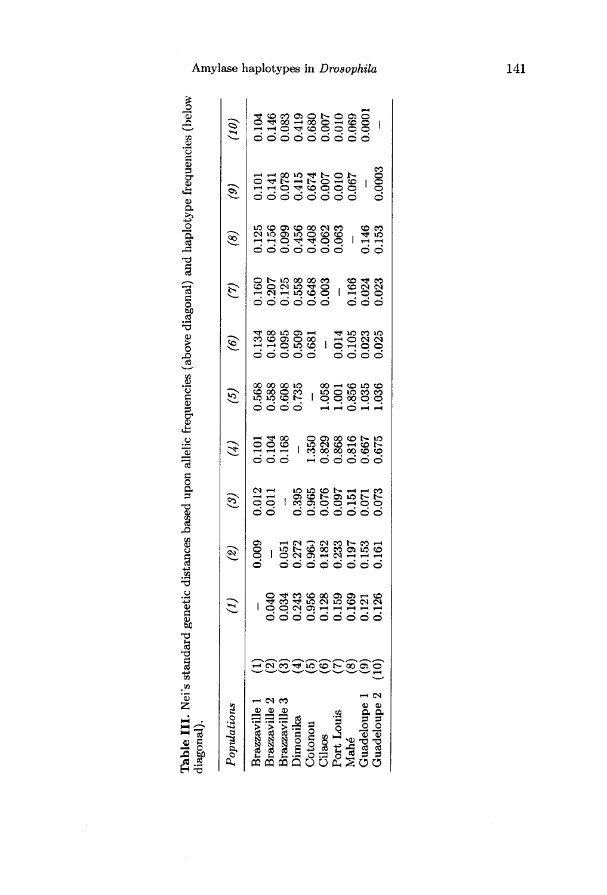**Table III.** Nei's standard genetic distances based upon allelic frequencies (above diagonal) and haplotype frequencies (below diagonal).

| Populations | | (1) | (2) | (3) | (4) | (5) | (6) | (7) | (8) | (9) | (10) |
|---|---|---|---|---|---|---|---|---|---|---|---|
| Brazzaville 1 | (1) | – | 0.009 | 0.012 | 0.101 | 0.568 | 0.134 | 0.160 | 0.125 | 0.101 | 0.104 |
| Brazzaville 2 | (2) | 0.040 | – | 0.011 | 0.104 | 0.588 | 0.168 | 0.207 | 0.156 | 0.141 | 0.146 |
| Brazzaville 3 | (3) | 0.034 | 0.051 | – | 0.168 | 0.608 | 0.095 | 0.125 | 0.099 | 0.078 | 0.083 |
| Dimonika | (4) | 0.243 | 0.272 | 0.395 | – | 0.735 | 0.509 | 0.558 | 0.456 | 0.415 | 0.419 |
| Cotonou | (5) | 0.956 | 0.96) | 0.965 | 1.350 | – | 0.681 | 0.648 | 0.408 | 0.674 | 0.680 |
| Cilaos | (6) | 0.128 | 0.182 | 0.076 | 0.829 | 1.058 | – | 0.003 | 0.062 | 0.007 | 0.007 |
| Port Louis | (7) | 0.159 | 0.233 | 0.097 | 0.868 | 1.001 | 0.014 | – | 0.063 | 0.010 | 0.010 |
| Mahé | (8) | 0.169 | 0.197 | 0.151 | 0.816 | 0.856 | 0.105 | 0.166 | – | 0.067 | 0.069 |
| Guadeloupe 1 | (9) | 0.121 | 0.153 | 0.071 | 0.667 | 1.035 | 0.023 | 0.024 | 0.146 | – | 0.0001 |
| Guadeloupe 2 | (10) | 0.126 | 0.161 | 0.073 | 0.675 | 1.036 | 0.025 | 0.023 | 0.153 | 0.0003 | – |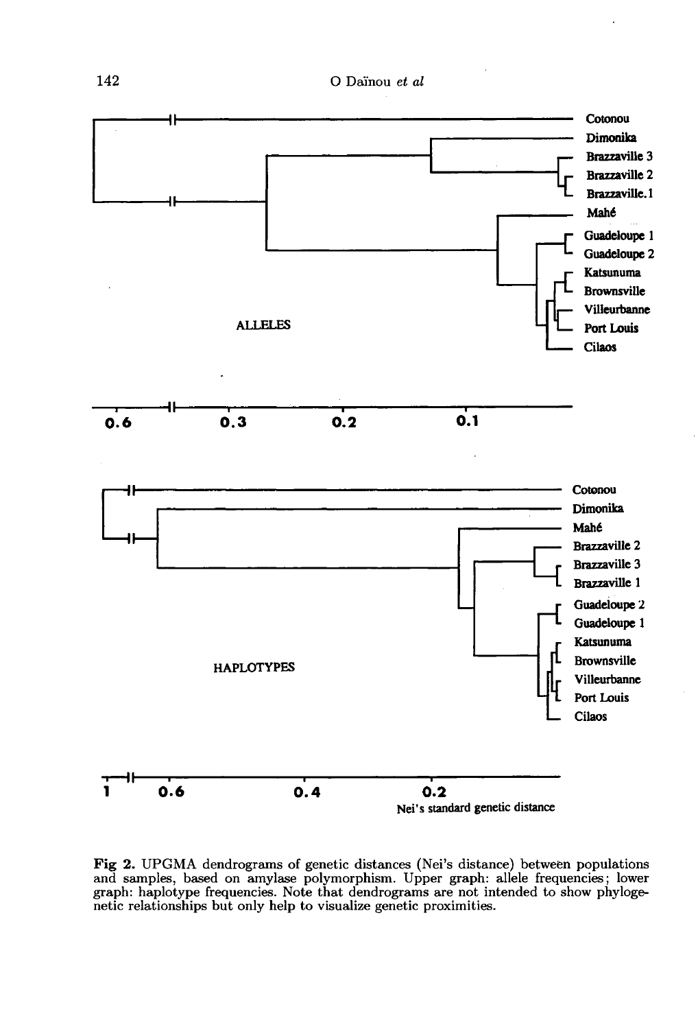Cotonou
Dimonika
Brazzaville 3
Brazzaville 2
Brazzaville.1
Mahé
Guadeloupe 1
Guadeloupe 2
Katsunuma
Brownsville
Villeurbanne
Port Louis
Cilaos

ALLELES

0.6
0.3
0.2
0.1

Cotonou
Dimonika
Mahé
Brazzaville 2
Brazzaville 3
Brazzaville 1
Guadeloupe 2
Guadeloupe 1
Katsunuma
Brownsville
Villeurbanne
Port Louis
Cilaos

HAPLOTYPES

1
0.6
0.4
0.2
Nei's standard genetic distance

**Fig 2.** UPGMA dendrograms of genetic distances (Nei's distance) between populations and samples, based on amylase polymorphism. Upper graph: allele frequencies; lower graph: haplotype frequencies. Note that dendrograms are not intended to show phylogenetic relationships but only help to visualize genetic proximities.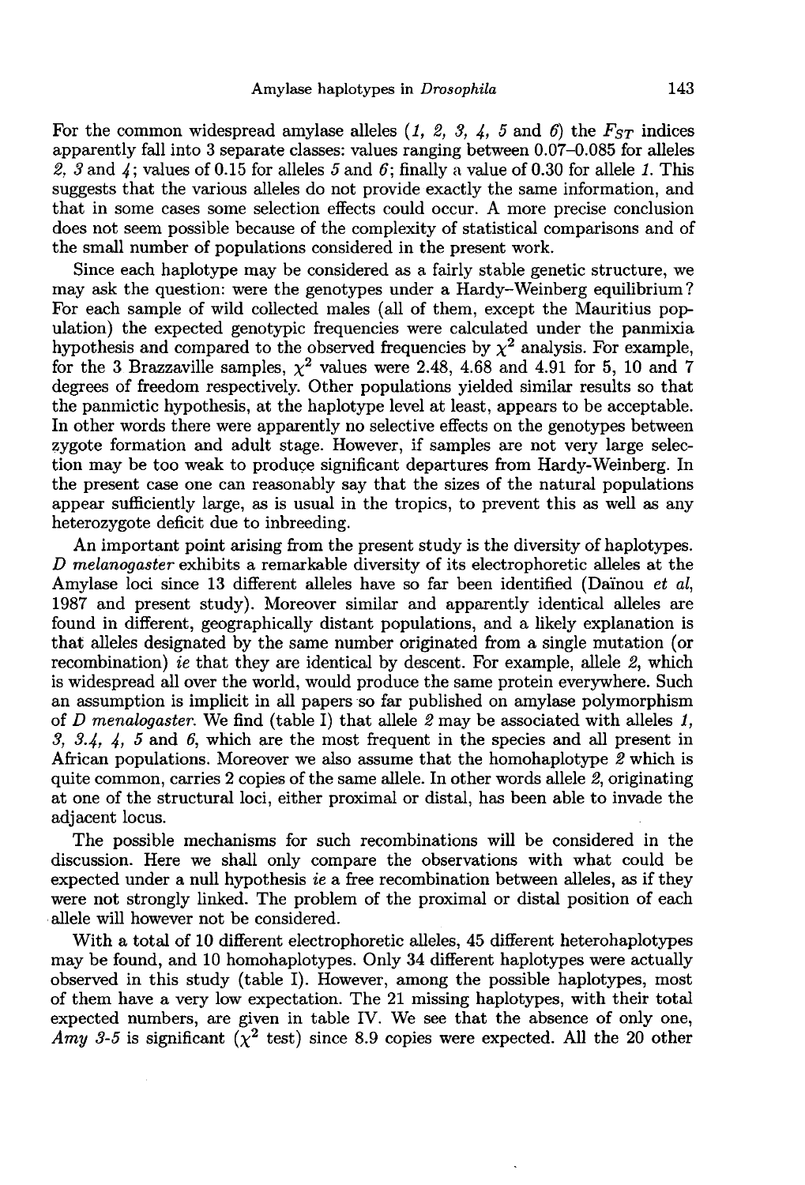For the common widespread amylase alleles (*1*, *2*, *3*, *4*, *5* and *6*) the $F_{ST}$ indices apparently fall into 3 separate classes: values ranging between 0.07–0.085 for alleles *2*, *3* and *4*; values of 0.15 for alleles *5* and *6*; finally a value of 0.30 for allele *1*. This suggests that the various alleles do not provide exactly the same information, and that in some cases some selection effects could occur. A more precise conclusion does not seem possible because of the complexity of statistical comparisons and of the small number of populations considered in the present work.

Since each haplotype may be considered as a fairly stable genetic structure, we may ask the question: were the genotypes under a Hardy–Weinberg equilibrium? For each sample of wild collected males (all of them, except the Mauritius population) the expected genotypic frequencies were calculated under the panmixia hypothesis and compared to the observed frequencies by $\chi^2$ analysis. For example, for the 3 Brazzaville samples, $\chi^2$ values were 2.48, 4.68 and 4.91 for 5, 10 and 7 degrees of freedom respectively. Other populations yielded similar results so that the panmictic hypothesis, at the haplotype level at least, appears to be acceptable. In other words there were apparently no selective effects on the genotypes between zygote formation and adult stage. However, if samples are not very large selection may be too weak to produce significant departures from Hardy-Weinberg. In the present case one can reasonably say that the sizes of the natural populations appear sufficiently large, as is usual in the tropics, to prevent this as well as any heterozygote deficit due to inbreeding.

An important point arising from the present study is the diversity of haplotypes. *D melanogaster* exhibits a remarkable diversity of its electrophoretic alleles at the Amylase loci since 13 different alleles have so far been identified (Daïnou *et al*, 1987 and present study). Moreover similar and apparently identical alleles are found in different, geographically distant populations, and a likely explanation is that alleles designated by the same number originated from a single mutation (or recombination) *ie* that they are identical by descent. For example, allele *2*, which is widespread all over the world, would produce the same protein everywhere. Such an assumption is implicit in all papers so far published on amylase polymorphism of *D menalogaster*. We find (table I) that allele *2* may be associated with alleles *1*, *3*, *3.4*, *4*, *5* and *6*, which are the most frequent in the species and all present in African populations. Moreover we also assume that the homohaplotype *2* which is quite common, carries 2 copies of the same allele. In other words allele *2*, originating at one of the structural loci, either proximal or distal, has been able to invade the adjacent locus.

The possible mechanisms for such recombinations will be considered in the discussion. Here we shall only compare the observations with what could be expected under a null hypothesis *ie* a free recombination between alleles, as if they were not strongly linked. The problem of the proximal or distal position of each allele will however not be considered.

With a total of 10 different electrophoretic alleles, 45 different heterohaplotypes may be found, and 10 homohaplotypes. Only 34 different haplotypes were actually observed in this study (table I). However, among the possible haplotypes, most of them have a very low expectation. The 21 missing haplotypes, with their total expected numbers, are given in table IV. We see that the absence of only one, *Amy 3-5* is significant ($\chi^2$ test) since 8.9 copies were expected. All the 20 other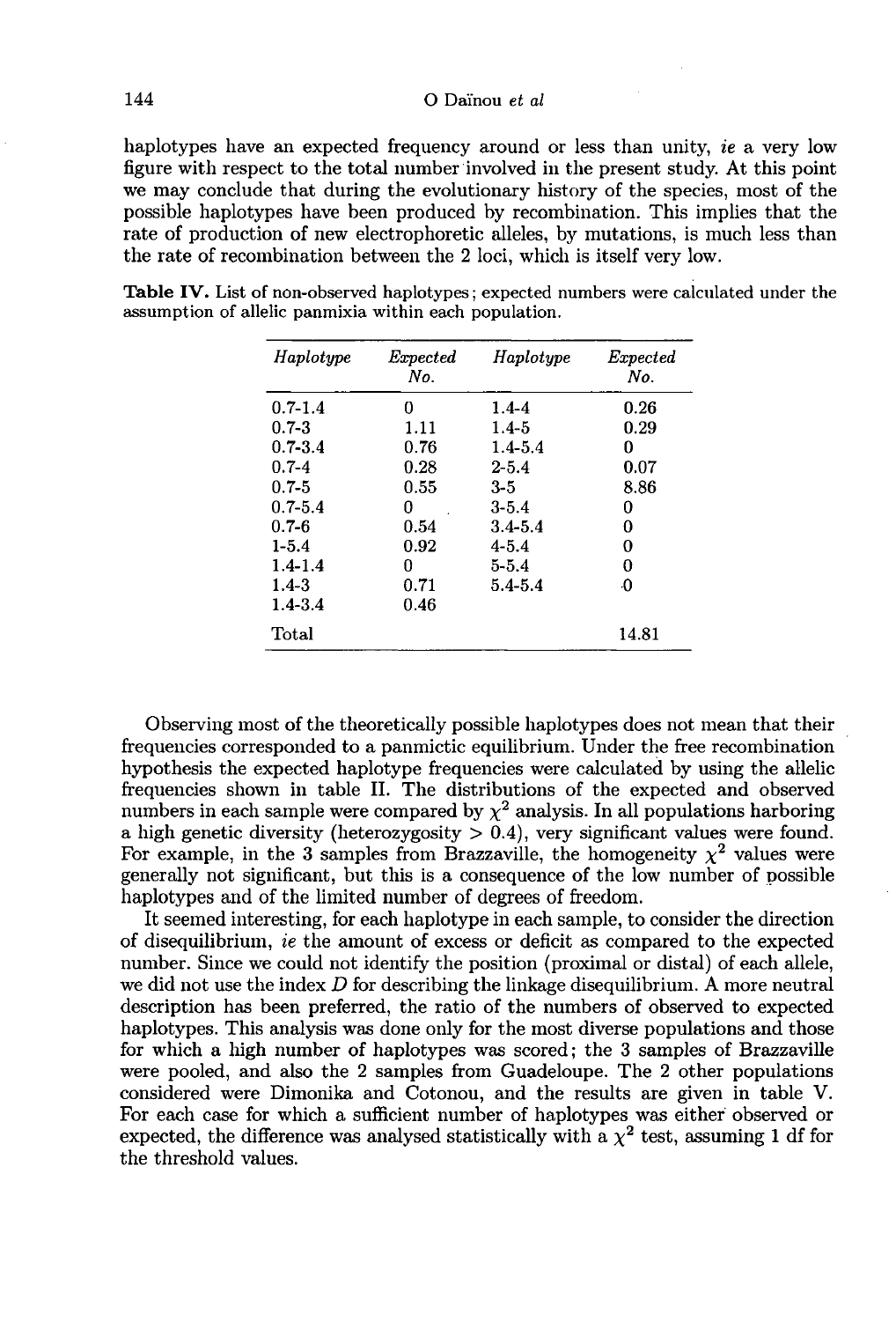haplotypes have an expected frequency around or less than unity, *ie* a very low figure with respect to the total number involved in the present study. At this point we may conclude that during the evolutionary history of the species, most of the possible haplotypes have been produced by recombination. This implies that the rate of production of new electrophoretic alleles, by mutations, is much less than the rate of recombination between the 2 loci, which is itself very low.

**Table IV.** List of non-observed haplotypes; expected numbers were calculated under the assumption of allelic panmixia within each population.

| *Haplotype* | *Expected No.* | *Haplotype* | *Expected No.* |
|---|---|---|---|
| 0.7-1.4 | 0 | 1.4-4 | 0.26 |
| 0.7-3 | 1.11 | 1.4-5 | 0.29 |
| 0.7-3.4 | 0.76 | 1.4-5.4 | 0 |
| 0.7-4 | 0.28 | 2-5.4 | 0.07 |
| 0.7-5 | 0.55 | 3-5 | 8.86 |
| 0.7-5.4 | 0 | 3-5.4 | 0 |
| 0.7-6 | 0.54 | 3.4-5.4 | 0 |
| 1-5.4 | 0.92 | 4-5.4 | 0 |
| 1.4-1.4 | 0 | 5-5.4 | 0 |
| 1.4-3 | 0.71 | 5.4-5.4 | 0 |
| 1.4-3.4 | 0.46 | | |
| Total | | | 14.81 |

Observing most of the theoretically possible haplotypes does not mean that their frequencies corresponded to a panmictic equilibrium. Under the free recombination hypothesis the expected haplotype frequencies were calculated by using the allelic frequencies shown in table II. The distributions of the expected and observed numbers in each sample were compared by $\chi^2$ analysis. In all populations harboring a high genetic diversity (heterozygosity $> 0.4$), very significant values were found. For example, in the 3 samples from Brazzaville, the homogeneity $\chi^2$ values were generally not significant, but this is a consequence of the low number of possible haplotypes and of the limited number of degrees of freedom.

It seemed interesting, for each haplotype in each sample, to consider the direction of disequilibrium, *ie* the amount of excess or deficit as compared to the expected number. Since we could not identify the position (proximal or distal) of each allele, we did not use the index $D$ for describing the linkage disequilibrium. A more neutral description has been preferred, the ratio of the numbers of observed to expected haplotypes. This analysis was done only for the most diverse populations and those for which a high number of haplotypes was scored; the 3 samples of Brazzaville were pooled, and also the 2 samples from Guadeloupe. The 2 other populations considered were Dimonika and Cotonou, and the results are given in table V. For each case for which a sufficient number of haplotypes was either observed or expected, the difference was analysed statistically with a $\chi^2$ test, assuming 1 df for the threshold values.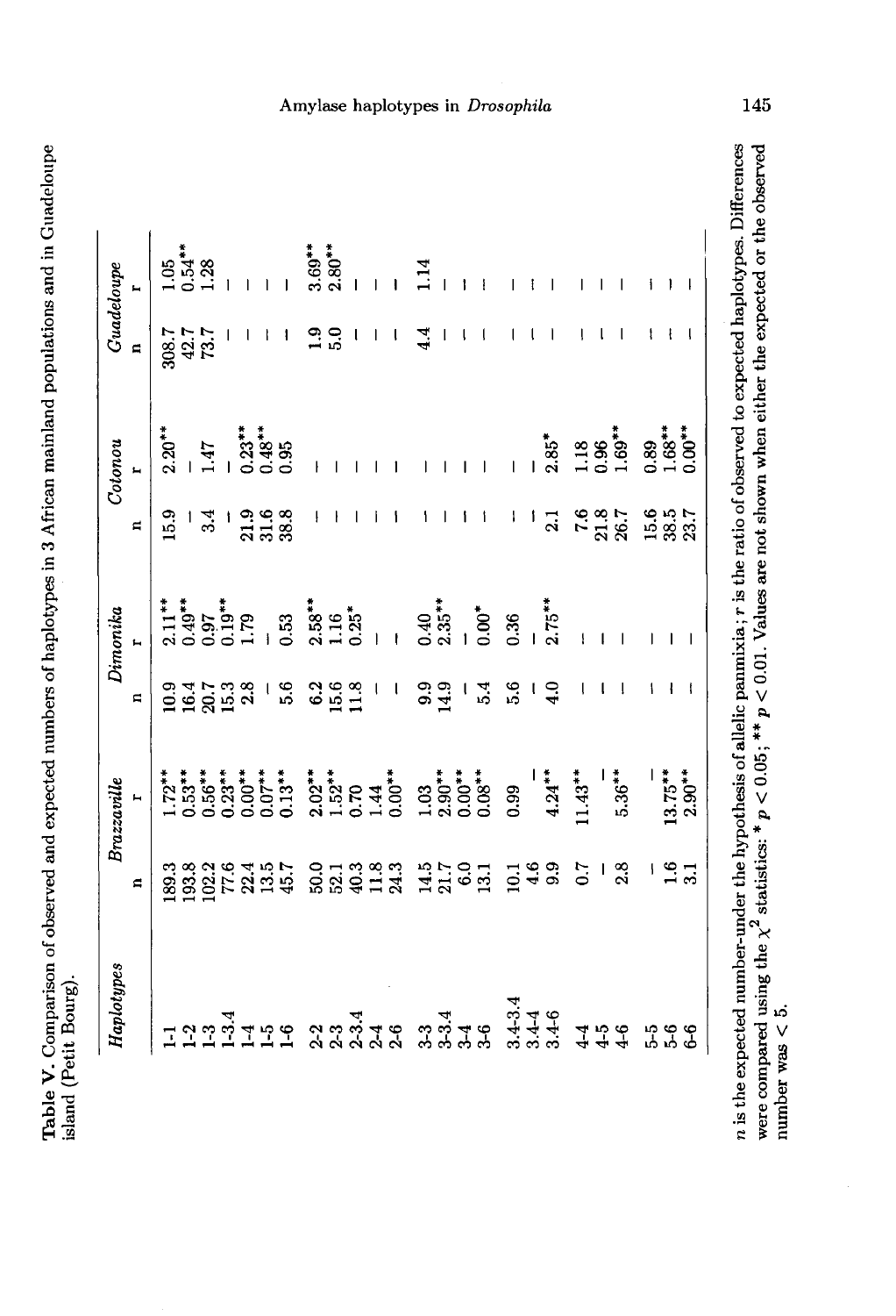**Table V.** Comparison of observed and expected numbers of haplotypes in 3 African mainland populations and in Guadeloupe island (Petit Bourg).

| Haplotypes | Brazzaville | | Dimonika | | Colonou | | Guadeloupe | |
|---|---|---|---|---|---|---|---|---|
| | n | r | n | r | n | r | n | r |
| 1-1 | 189.3 | 1.72** | 10.9 | 2.11** | 15.9 | 2.20** | 308.7 | 1.05 |
| 1-2 | 193.8 | 0.53** | 16.4 | 0.49** | – | – | 42.7 | 0.54** |
| 1-3 | 102.2 | 0.56** | 20.7 | 0.97 | 3.4 | 1.47 | 73.7 | 1.28 |
| 1-3.4 | 77.6 | 0.23** | 15.3 | 0.19** | – | – | – | – |
| 1-4 | 22.4 | 0.00** | 2.8 | 1.79 | 21.9 | 0.23** | – | – |
| 1-5 | 13.5 | 0.07** | – | – | 31.6 | 0.48** | – | – |
| 1-6 | 45.7 | 0.13** | 5.6 | 0.53 | 38.8 | 0.95 | – | – |
| 2-2 | 50.0 | 2.02** | 6.2 | 2.58** | – | – | 1.9 | 3.69** |
| 2-3 | 52.1 | 1.52** | 15.6 | 1.16 | – | – | 5.0 | 2.80** |
| 2-3.4 | 40.3 | 0.70 | 11.8 | 0.25* | – | – | – | – |
| 2-4 | 11.8 | 1.44 | – | – | – | – | – | – |
| 2-6 | 24.3 | 0.00** | – | – | – | – | – | – |
| 3-3 | 14.5 | 1.03 | 9.9 | 0.40 | – | – | 4.4 | 1.14 |
| 3-3.4 | 21.7 | 2.90** | 14.9 | 2.35** | – | – | – | – |
| 3-4 | 6.0 | 0.00** | – | – | – | – | – | – |
| 3-6 | 13.1 | 0.08** | 5.4 | 0.00* | – | – | – | – |
| 3.4-3.4 | 10.1 | 0.99 | 5.6 | 0.36 | – | – | – | – |
| 3.4-4 | 4.6 | – | – | – | – | – | – | – |
| 3.4-6 | 9.9 | 4.24** | 4.0 | 2.75** | 2.1 | 2.85* | – | – |
| 4-4 | 0.7 | 11.43** | – | – | 7.6 | 1.18 | – | – |
| 4-5 | – | – | – | – | 21.8 | 0.96 | – | – |
| 4-6 | 2.8 | 5.36** | – | – | 26.7 | 1.69** | – | – |
| 5-5 | – | – | – | – | 15.6 | 0.89 | – | – |
| 5-6 | 1.6 | 13.75** | – | – | 38.5 | 1.68** | – | – |
| 6-6 | 3.1 | 2.90** | – | – | 23.7 | 0.00** | – | – |

$n$ is the expected number under the hypothesis of allelic panmixia; $r$ is the ratio of observed to expected haplotypes. Differences were compared using the $\chi^2$ statistics: * $p < 0.05$; ** $p < 0.01$. Values are not shown when either the expected or the observed number was < 5.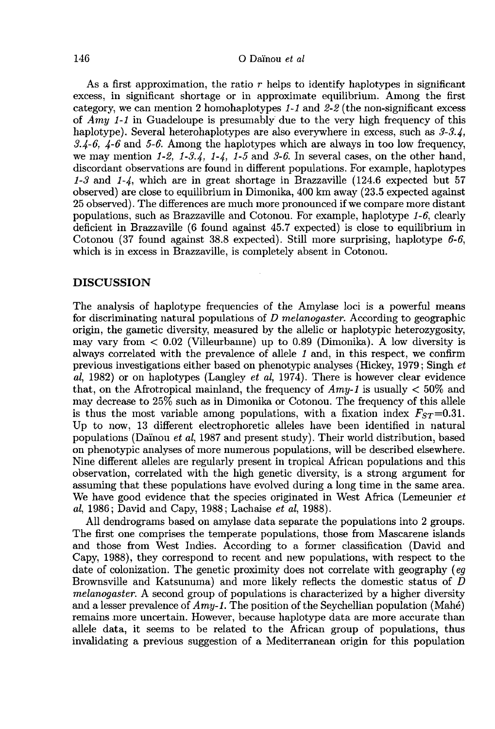As a first approximation, the ratio $r$ helps to identify haplotypes in significant excess, in significant shortage or in approximate equilibrium. Among the first category, we can mention 2 homohaplotypes *1-1* and *2-2* (the non-significant excess of *Amy 1-1* in Guadeloupe is presumably due to the very high frequency of this haplotype). Several heterohaplotypes are also everywhere in excess, such as *3-3.4*, *3.4-6*, *4-6* and *5-6*. Among the haplotypes which are always in too low frequency, we may mention *1-2*, *1-3.4*, *1-4*, *1-5* and *3-6*. In several cases, on the other hand, discordant observations are found in different populations. For example, haplotypes *1-3* and *1-4*, which are in great shortage in Brazzaville (124.6 expected but 57 observed) are close to equilibrium in Dimonika, 400 km away (23.5 expected against 25 observed). The differences are much more pronounced if we compare more distant populations, such as Brazzaville and Cotonou. For example, haplotype *1-6*, clearly deficient in Brazzaville (6 found against 45.7 expected) is close to equilibrium in Cotonou (37 found against 38.8 expected). Still more surprising, haplotype *6-6*, which is in excess in Brazzaville, is completely absent in Cotonou.

## DISCUSSION

The analysis of haplotype frequencies of the Amylase loci is a powerful means for discriminating natural populations of *D melanogaster*. According to geographic origin, the gametic diversity, measured by the allelic or haplotypic heterozygosity, may vary from $< 0.02$ (Villeurbanne) up to 0.89 (Dimonika). A low diversity is always correlated with the prevalence of allele *1* and, in this respect, we confirm previous investigations either based on phenotypic analyses (Hickey, 1979; Singh *et al*, 1982) or on haplotypes (Langley *et al*, 1974). There is however clear evidence that, on the Afrotropical mainland, the frequency of *Amy-1* is usually $< 50\%$ and may decrease to 25% such as in Dimonika or Cotonou. The frequency of this allele is thus the most variable among populations, with a fixation index $F_{ST}=0.31$. Up to now, 13 different electrophoretic alleles have been identified in natural populations (Daïnou *et al*, 1987 and present study). Their world distribution, based on phenotypic analyses of more numerous populations, will be described elsewhere. Nine different alleles are regularly present in tropical African populations and this observation, correlated with the high genetic diversity, is a strong argument for assuming that these populations have evolved during a long time in the same area. We have good evidence that the species originated in West Africa (Lemeunier *et al*, 1986; David and Capy, 1988; Lachaise *et al*, 1988).

All dendrograms based on amylase data separate the populations into 2 groups. The first one comprises the temperate populations, those from Mascarene islands and those from West Indies. According to a former classification (David and Capy, 1988), they correspond to recent and new populations, with respect to the date of colonization. The genetic proximity does not correlate with geography (*eg* Brownsville and Katsunuma) and more likely reflects the domestic status of *D melanogaster*. A second group of populations is characterized by a higher diversity and a lesser prevalence of *Amy-1*. The position of the Seychellian population (Mahé) remains more uncertain. However, because haplotype data are more accurate than allele data, it seems to be related to the African group of populations, thus invalidating a previous suggestion of a Mediterranean origin for this population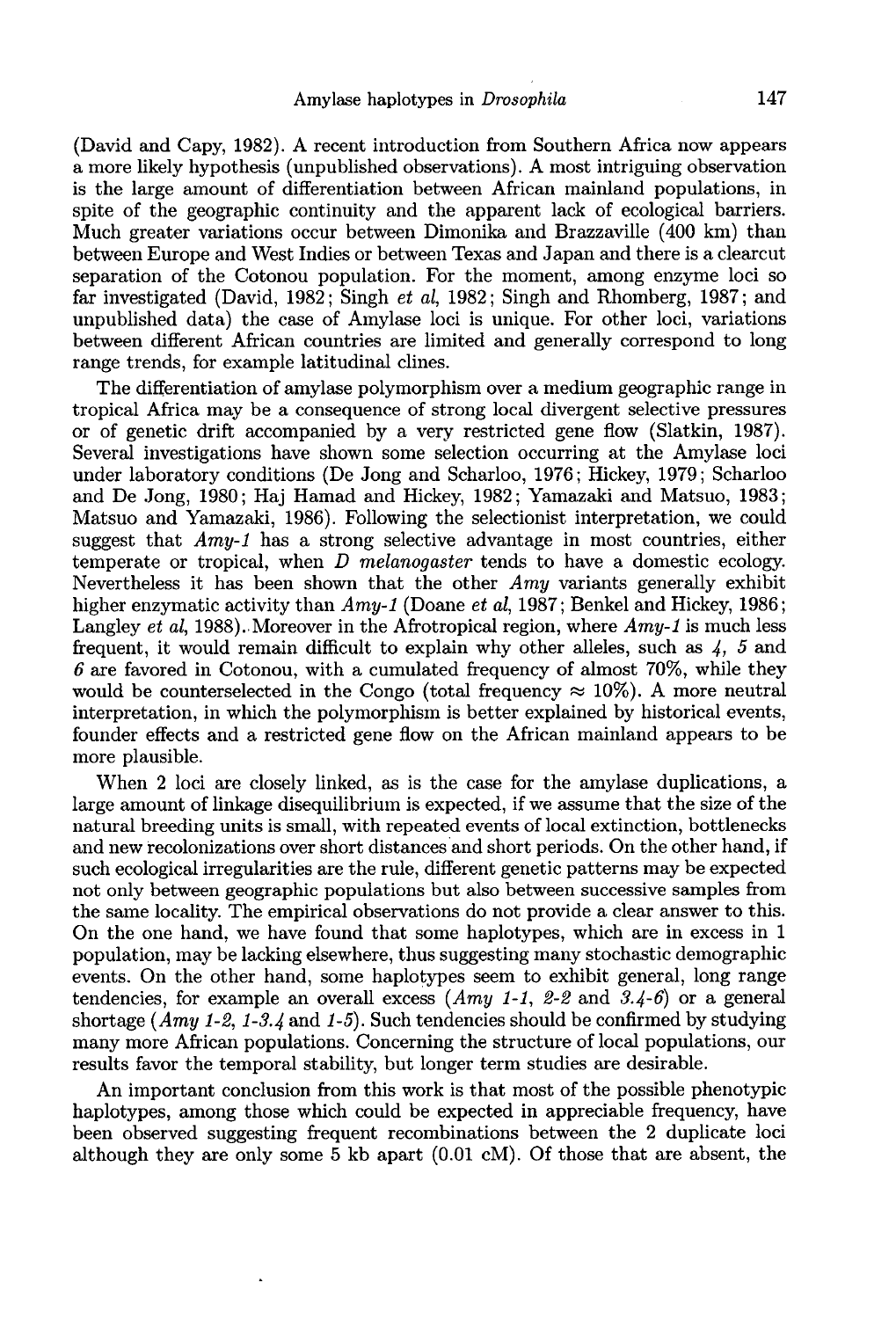(David and Capy, 1982). A recent introduction from Southern Africa now appears a more likely hypothesis (unpublished observations). A most intriguing observation is the large amount of differentiation between African mainland populations, in spite of the geographic continuity and the apparent lack of ecological barriers. Much greater variations occur between Dimonika and Brazzaville (400 km) than between Europe and West Indies or between Texas and Japan and there is a clearcut separation of the Cotonou population. For the moment, among enzyme loci so far investigated (David, 1982; Singh *et al*, 1982; Singh and Rhomberg, 1987; and unpublished data) the case of Amylase loci is unique. For other loci, variations between different African countries are limited and generally correspond to long range trends, for example latitudinal clines.

The differentiation of amylase polymorphism over a medium geographic range in tropical Africa may be a consequence of strong local divergent selective pressures or of genetic drift accompanied by a very restricted gene flow (Slatkin, 1987). Several investigations have shown some selection occurring at the Amylase loci under laboratory conditions (De Jong and Scharloo, 1976; Hickey, 1979; Scharloo and De Jong, 1980; Haj Hamad and Hickey, 1982; Yamazaki and Matsuo, 1983; Matsuo and Yamazaki, 1986). Following the selectionist interpretation, we could suggest that *Amy-1* has a strong selective advantage in most countries, either temperate or tropical, when *D melanogaster* tends to have a domestic ecology. Nevertheless it has been shown that the other *Amy* variants generally exhibit higher enzymatic activity than *Amy-1* (Doane *et al*, 1987; Benkel and Hickey, 1986; Langley *et al*, 1988). Moreover in the Afrotropical region, where *Amy-1* is much less frequent, it would remain difficult to explain why other alleles, such as *4*, *5* and *6* are favored in Cotonou, with a cumulated frequency of almost 70%, while they would be counterselected in the Congo (total frequency $\approx$ 10%). A more neutral interpretation, in which the polymorphism is better explained by historical events, founder effects and a restricted gene flow on the African mainland appears to be more plausible.

When 2 loci are closely linked, as is the case for the amylase duplications, a large amount of linkage disequilibrium is expected, if we assume that the size of the natural breeding units is small, with repeated events of local extinction, bottlenecks and new recolonizations over short distances and short periods. On the other hand, if such ecological irregularities are the rule, different genetic patterns may be expected not only between geographic populations but also between successive samples from the same locality. The empirical observations do not provide a clear answer to this. On the one hand, we have found that some haplotypes, which are in excess in 1 population, may be lacking elsewhere, thus suggesting many stochastic demographic events. On the other hand, some haplotypes seem to exhibit general, long range tendencies, for example an overall excess (*Amy 1-1*, *2-2* and *3.4-6*) or a general shortage (*Amy 1-2*, *1-3.4* and *1-5*). Such tendencies should be confirmed by studying many more African populations. Concerning the structure of local populations, our results favor the temporal stability, but longer term studies are desirable.

An important conclusion from this work is that most of the possible phenotypic haplotypes, among those which could be expected in appreciable frequency, have been observed suggesting frequent recombinations between the 2 duplicate loci although they are only some 5 kb apart (0.01 cM). Of those that are absent, the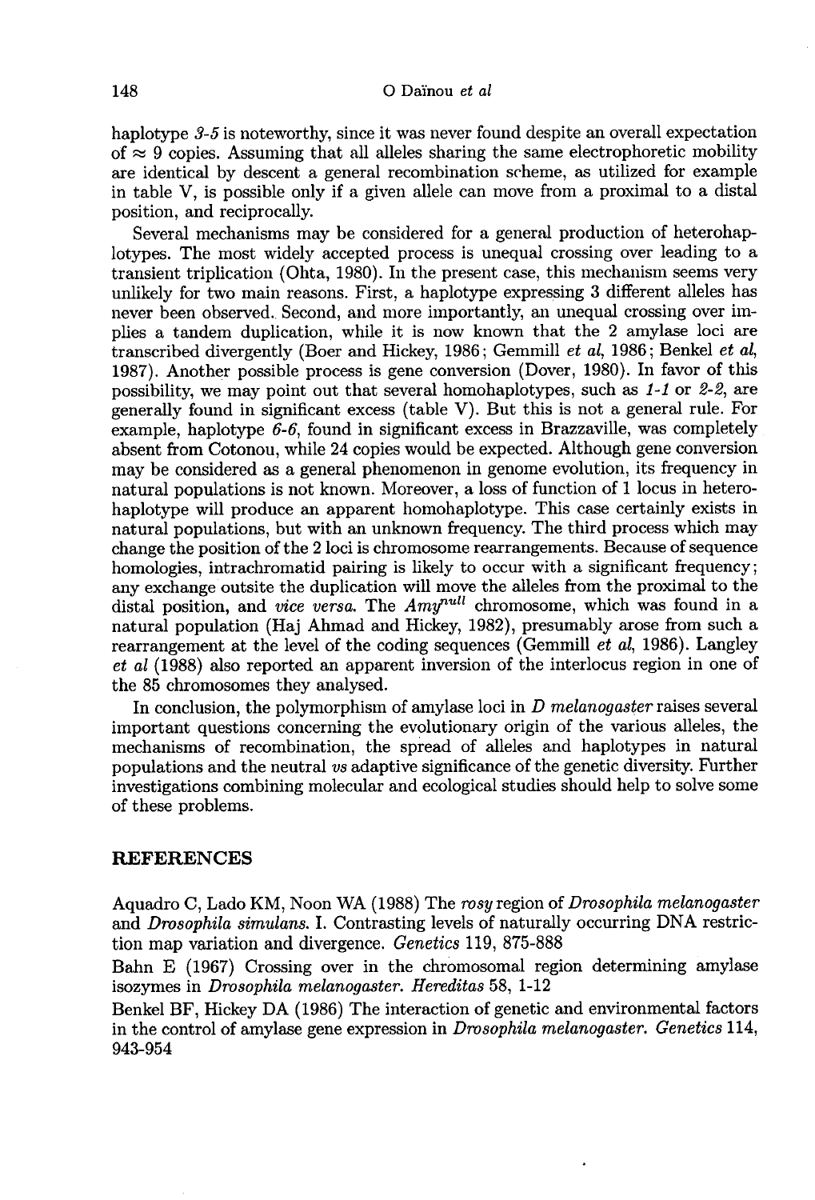haplotype *3-5* is noteworthy, since it was never found despite an overall expectation of $\approx 9$ copies. Assuming that all alleles sharing the same electrophoretic mobility are identical by descent a general recombination scheme, as utilized for example in table V, is possible only if a given allele can move from a proximal to a distal position, and reciprocally.

Several mechanisms may be considered for a general production of heterohaplotypes. The most widely accepted process is unequal crossing over leading to a transient triplication (Ohta, 1980). In the present case, this mechanism seems very unlikely for two main reasons. First, a haplotype expressing 3 different alleles has never been observed. Second, and more importantly, an unequal crossing over implies a tandem duplication, while it is now known that the 2 amylase loci are transcribed divergently (Boer and Hickey, 1986; Gemmill *et al*, 1986; Benkel *et al*, 1987). Another possible process is gene conversion (Dover, 1980). In favor of this possibility, we may point out that several homohaplotypes, such as *1-1* or *2-2*, are generally found in significant excess (table V). But this is not a general rule. For example, haplotype *6-6*, found in significant excess in Brazzaville, was completely absent from Cotonou, while 24 copies would be expected. Although gene conversion may be considered as a general phenomenon in genome evolution, its frequency in natural populations is not known. Moreover, a loss of function of 1 locus in heterohaplotype will produce an apparent homohaplotype. This case certainly exists in natural populations, but with an unknown frequency. The third process which may change the position of the 2 loci is chromosome rearrangements. Because of sequence homologies, intrachromatid pairing is likely to occur with a significant frequency; any exchange outsite the duplication will move the alleles from the proximal to the distal position, and *vice versa*. The *Amy$^{null}$* chromosome, which was found in a natural population (Haj Ahmad and Hickey, 1982), presumably arose from such a rearrangement at the level of the coding sequences (Gemmill *et al*, 1986). Langley *et al* (1988) also reported an apparent inversion of the interlocus region in one of the 85 chromosomes they analysed.

In conclusion, the polymorphism of amylase loci in *D melanogaster* raises several important questions concerning the evolutionary origin of the various alleles, the mechanisms of recombination, the spread of alleles and haplotypes in natural populations and the neutral *vs* adaptive significance of the genetic diversity. Further investigations combining molecular and ecological studies should help to solve some of these problems.

## REFERENCES

Aquadro C, Lado KM, Noon WA (1988) The *rosy* region of *Drosophila melanogaster* and *Drosophila simulans*. I. Contrasting levels of naturally occurring DNA restriction map variation and divergence. *Genetics* 119, 875-888

Bahn E (1967) Crossing over in the chromosomal region determining amylase isozymes in *Drosophila melanogaster*. *Hereditas* 58, 1-12

Benkel BF, Hickey DA (1986) The interaction of genetic and environmental factors in the control of amylase gene expression in *Drosophila melanogaster*. *Genetics* 114, 943-954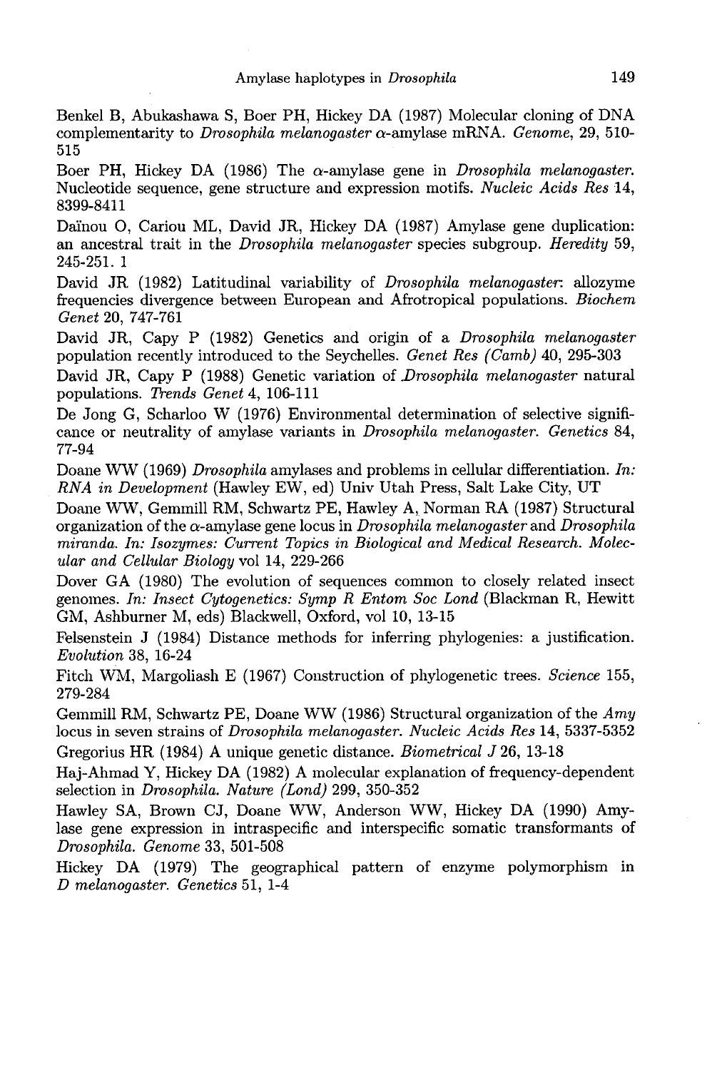Benkel B, Abukashawa S, Boer PH, Hickey DA (1987) Molecular cloning of DNA complementarity to *Drosophila melanogaster* α-amylase mRNA. *Genome*, 29, 510-515

Boer PH, Hickey DA (1986) The α-amylase gene in *Drosophila melanogaster*. Nucleotide sequence, gene structure and expression motifs. *Nucleic Acids Res* 14, 8399-8411

Daïnou O, Cariou ML, David JR, Hickey DA (1987) Amylase gene duplication: an ancestral trait in the *Drosophila melanogaster* species subgroup. *Heredity* 59, 245-251. 1

David JR (1982) Latitudinal variability of *Drosophila melanogaster*: allozyme frequencies divergence between European and Afrotropical populations. *Biochem Genet* 20, 747-761

David JR, Capy P (1982) Genetics and origin of a *Drosophila melanogaster* population recently introduced to the Seychelles. *Genet Res (Camb)* 40, 295-303

David JR, Capy P (1988) Genetic variation of *Drosophila melanogaster* natural populations. *Trends Genet* 4, 106-111

De Jong G, Scharloo W (1976) Environmental determination of selective significance or neutrality of amylase variants in *Drosophila melanogaster*. *Genetics* 84, 77-94

Doane WW (1969) *Drosophila* amylases and problems in cellular differentiation. *In: RNA in Development* (Hawley EW, ed) Univ Utah Press, Salt Lake City, UT

Doane WW, Gemmill RM, Schwartz PE, Hawley A, Norman RA (1987) Structural organization of the α-amylase gene locus in *Drosophila melanogaster* and *Drosophila miranda*. *In: Isozymes: Current Topics in Biological and Medical Research. Molecular and Cellular Biology* vol 14, 229-266

Dover GA (1980) The evolution of sequences common to closely related insect genomes. *In: Insect Cytogenetics: Symp R Entom Soc Lond* (Blackman R, Hewitt GM, Ashburner M, eds) Blackwell, Oxford, vol 10, 13-15

Felsenstein J (1984) Distance methods for inferring phylogenies: a justification. *Evolution* 38, 16-24

Fitch WM, Margoliash E (1967) Construction of phylogenetic trees. *Science* 155, 279-284

Gemmill RM, Schwartz PE, Doane WW (1986) Structural organization of the *Amy* locus in seven strains of *Drosophila melanogaster*. *Nucleic Acids Res* 14, 5337-5352

Gregorius HR (1984) A unique genetic distance. *Biometrical J* 26, 13-18

Haj-Ahmad Y, Hickey DA (1982) A molecular explanation of frequency-dependent selection in *Drosophila*. *Nature (Lond)* 299, 350-352

Hawley SA, Brown CJ, Doane WW, Anderson WW, Hickey DA (1990) Amylase gene expression in intraspecific and interspecific somatic transformants of *Drosophila*. *Genome* 33, 501-508

Hickey DA (1979) The geographical pattern of enzyme polymorphism in *D melanogaster*. *Genetics* 51, 1-4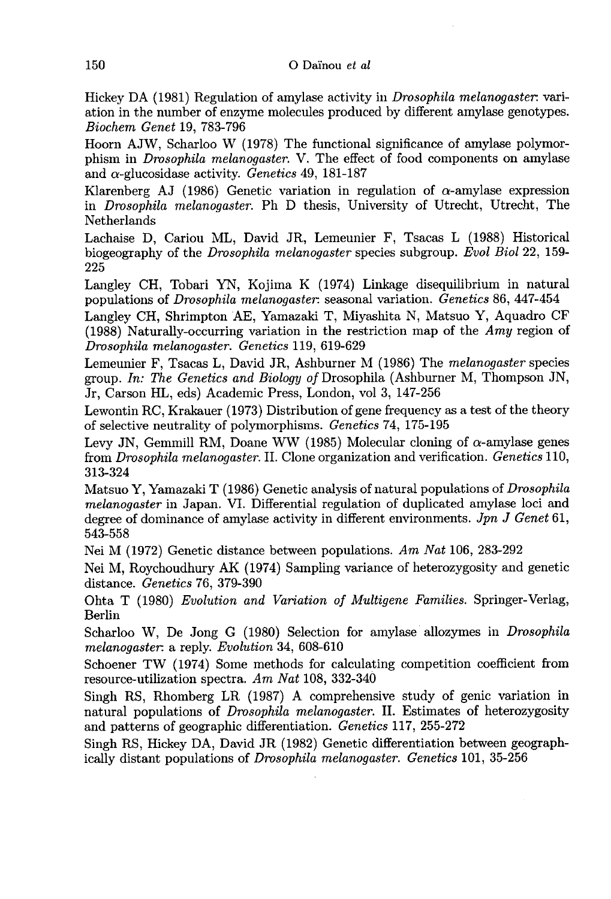Hickey DA (1981) Regulation of amylase activity in *Drosophila melanogaster*: variation in the number of enzyme molecules produced by different amylase genotypes. *Biochem Genet* 19, 783-796

Hoorn AJW, Scharloo W (1978) The functional significance of amylase polymorphism in *Drosophila melanogaster*. V. The effect of food components on amylase and $\alpha$-glucosidase activity. *Genetics* 49, 181-187

Klarenberg AJ (1986) Genetic variation in regulation of $\alpha$-amylase expression in *Drosophila melanogaster*. Ph D thesis, University of Utrecht, Utrecht, The Netherlands

Lachaise D, Cariou ML, David JR, Lemeunier F, Tsacas L (1988) Historical biogeography of the *Drosophila melanogaster* species subgroup. *Evol Biol* 22, 159-225

Langley CH, Tobari YN, Kojima K (1974) Linkage disequilibrium in natural populations of *Drosophila melanogaster*: seasonal variation. *Genetics* 86, 447-454

Langley CH, Shrimpton AE, Yamazaki T, Miyashita N, Matsuo Y, Aquadro CF (1988) Naturally-occurring variation in the restriction map of the *Amy* region of *Drosophila melanogaster*. *Genetics* 119, 619-629

Lemeunier F, Tsacas L, David JR, Ashburner M (1986) The *melanogaster* species group. *In: The Genetics and Biology of* Drosophila (Ashburner M, Thompson JN, Jr, Carson HL, eds) Academic Press, London, vol 3, 147-256

Lewontin RC, Krakauer (1973) Distribution of gene frequency as a test of the theory of selective neutrality of polymorphisms. *Genetics* 74, 175-195

Levy JN, Gemmill RM, Doane WW (1985) Molecular cloning of $\alpha$-amylase genes from *Drosophila melanogaster*. II. Clone organization and verification. *Genetics* 110, 313-324

Matsuo Y, Yamazaki T (1986) Genetic analysis of natural populations of *Drosophila melanogaster* in Japan. VI. Differential regulation of duplicated amylase loci and degree of dominance of amylase activity in different environments. *Jpn J Genet* 61, 543-558

Nei M (1972) Genetic distance between populations. *Am Nat* 106, 283-292

Nei M, Roychoudhury AK (1974) Sampling variance of heterozygosity and genetic distance. *Genetics* 76, 379-390

Ohta T (1980) *Evolution and Variation of Multigene Families.* Springer-Verlag, Berlin

Scharloo W, De Jong G (1980) Selection for amylase allozymes in *Drosophila melanogaster*: a reply. *Evolution* 34, 608-610

Schoener TW (1974) Some methods for calculating competition coefficient from resource-utilization spectra. *Am Nat* 108, 332-340

Singh RS, Rhomberg LR (1987) A comprehensive study of genic variation in natural populations of *Drosophila melanogaster*. II. Estimates of heterozygosity and patterns of geographic differentiation. *Genetics* 117, 255-272

Singh RS, Hickey DA, David JR (1982) Genetic differentiation between geographically distant populations of *Drosophila melanogaster*. *Genetics* 101, 35-256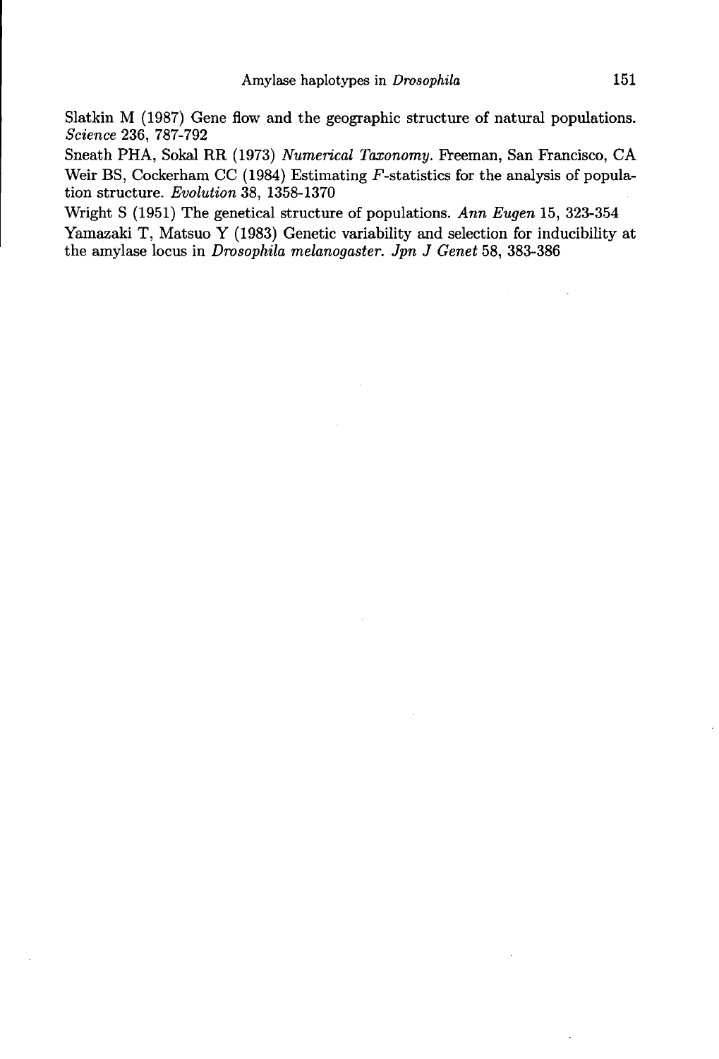Slatkin M (1987) Gene flow and the geographic structure of natural populations. *Science* 236, 787-792

Sneath PHA, Sokal RR (1973) *Numerical Taxonomy*. Freeman, San Francisco, CA

Weir BS, Cockerham CC (1984) Estimating $F$-statistics for the analysis of population structure. *Evolution* 38, 1358-1370

Wright S (1951) The genetical structure of populations. *Ann Eugen* 15, 323-354

Yamazaki T, Matsuo Y (1983) Genetic variability and selection for inducibility at the amylase locus in *Drosophila melanogaster*. *Jpn J Genet* 58, 383-386